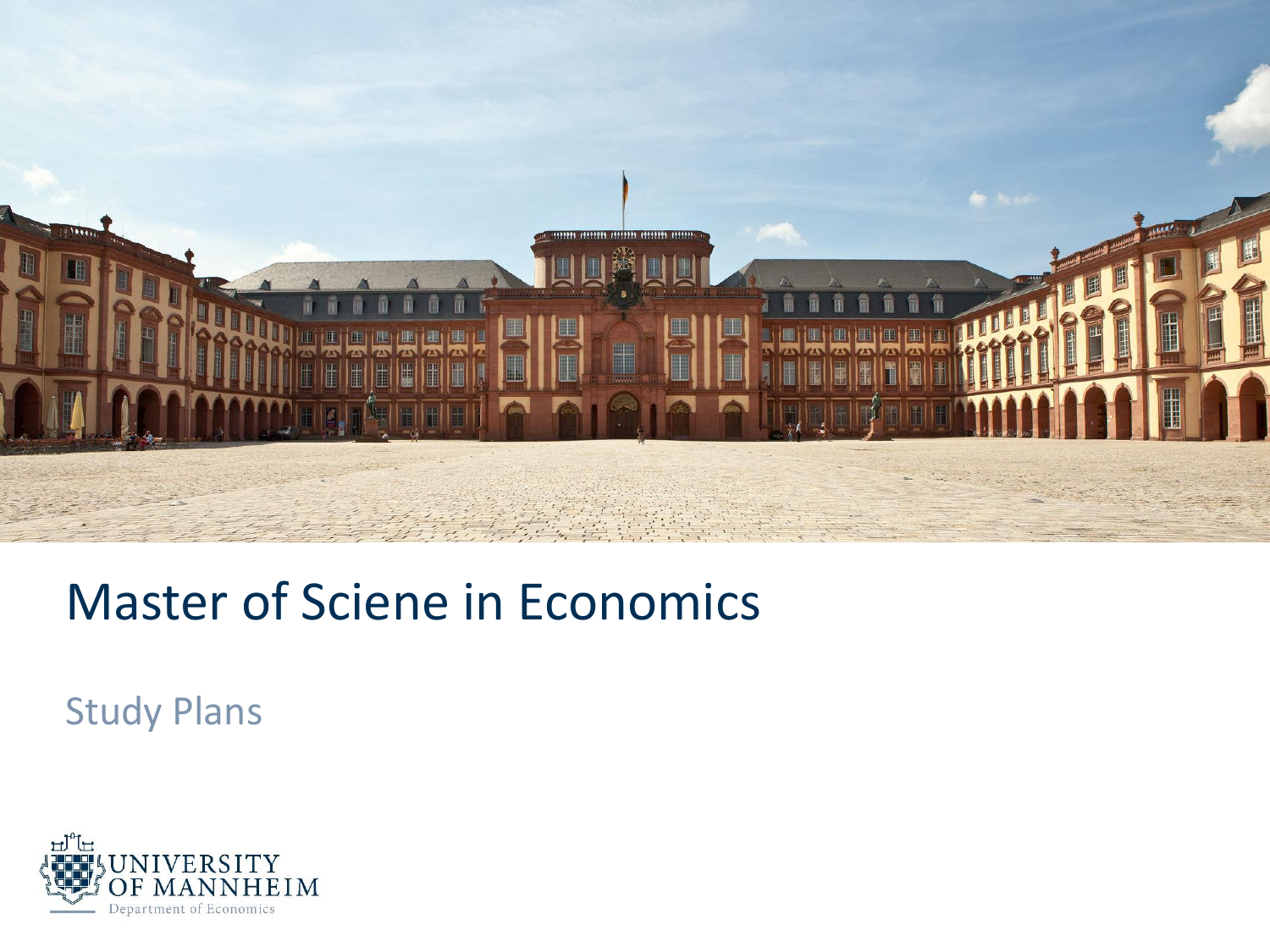# Master of Sciene in Economics

## Study Plans

UNIVERSITY OF MANNHEIM
Department of Economics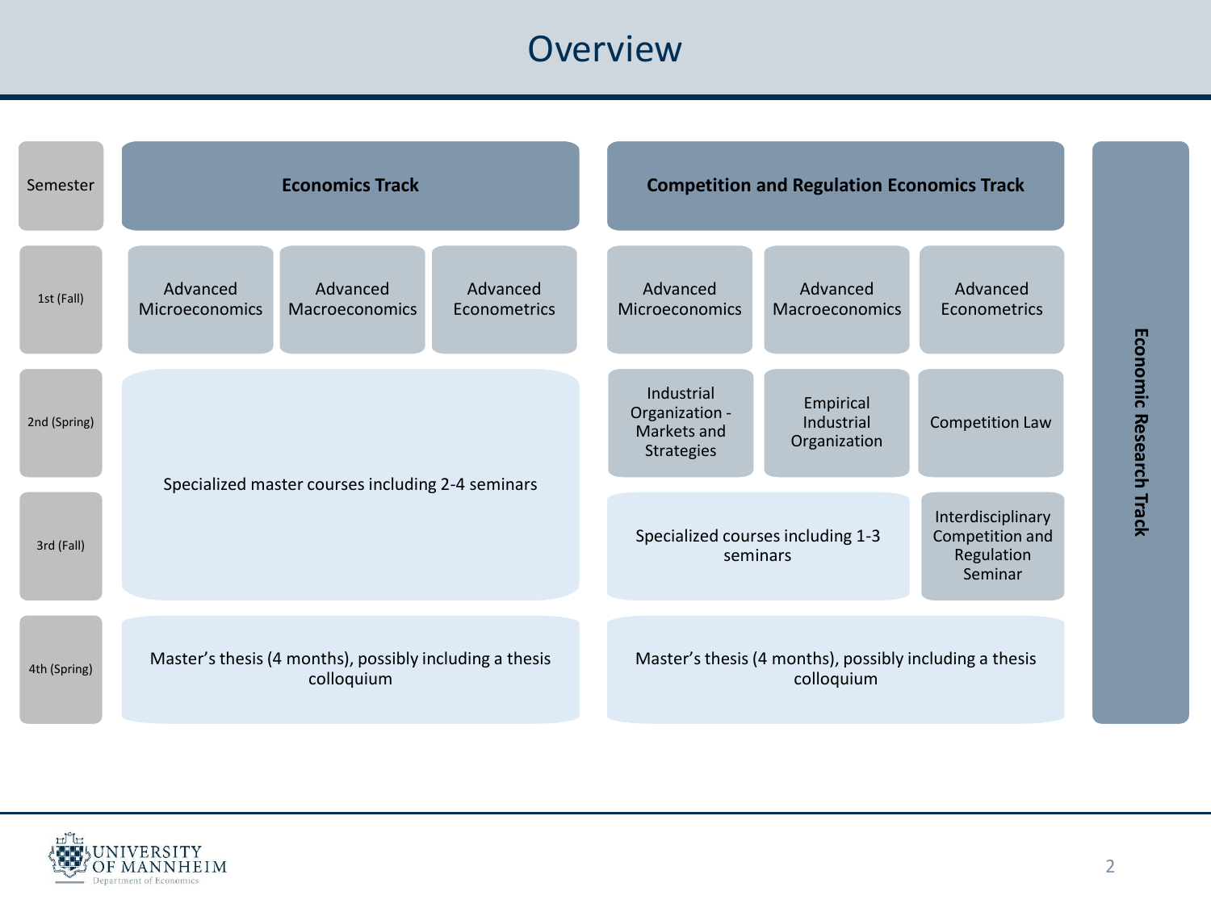# Overview

| Semester | Economics Track | | | Competition and Regulation Economics Track | | | Economic Research Track |
|---|---|---|---|---|---|---|---|
| 1st (Fall) | Advanced Microeconomics | Advanced Macroeconomics | Advanced Econometrics | Advanced Microeconomics | Advanced Macroeconomics | Advanced Econometrics | |
| 2nd (Spring) | Specialized master courses including 2-4 seminars | | | Industrial Organization - Markets and Strategies | Empirical Industrial Organization | Competition Law | |
| 3rd (Fall) | | | | Specialized courses including 1-3 seminars | | Interdisciplinary Competition and Regulation Seminar | |
| 4th (Spring) | Master's thesis (4 months), possibly including a thesis colloquium | | | Master's thesis (4 months), possibly including a thesis colloquium | | | |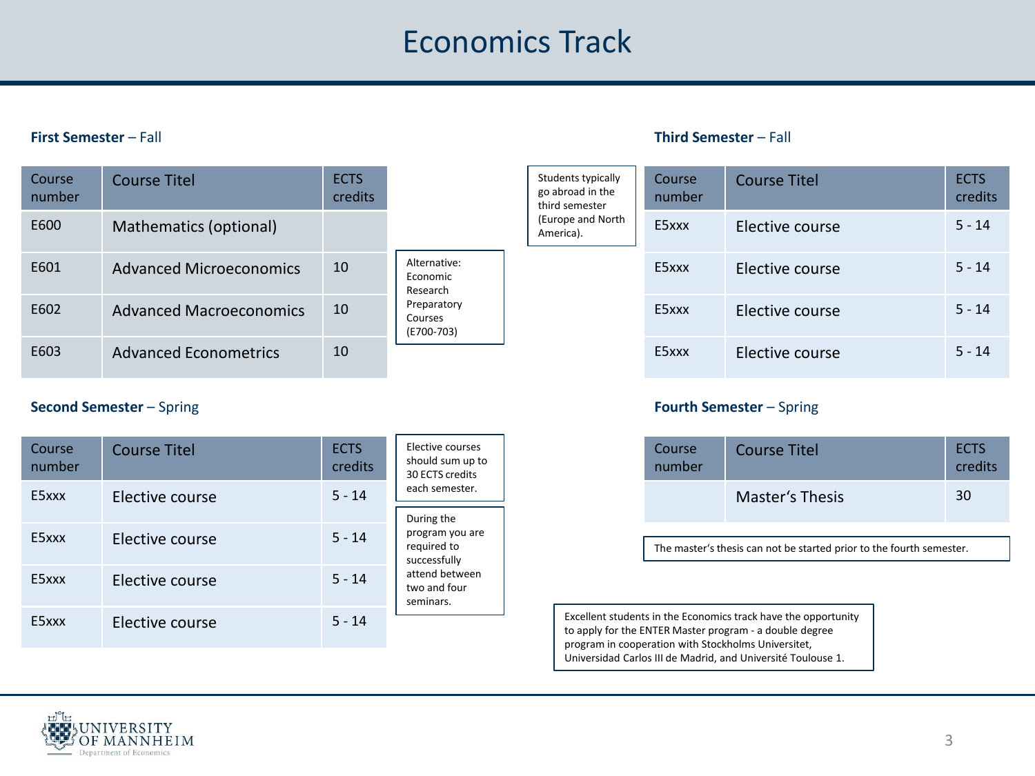# Economics Track

**First Semester** – Fall

| Course number | Course Titel | ECTS credits |
|---|---|---|
| E600 | Mathematics (optional) | |
| E601 | Advanced Microeconomics | 10 |
| E602 | Advanced Macroeconomics | 10 |
| E603 | Advanced Econometrics | 10 |

Alternative: Economic Research Preparatory Courses (E700-703)

**Second Semester** – Spring

| Course number | Course Titel | ECTS credits |
|---|---|---|
| E5xxx | Elective course | 5 - 14 |
| E5xxx | Elective course | 5 - 14 |
| E5xxx | Elective course | 5 - 14 |
| E5xxx | Elective course | 5 - 14 |

Elective courses should sum up to 30 ECTS credits each semester.

During the program you are required to successfully attend between two and four seminars.

Students typically go abroad in the third semester (Europe and North America).

**Third Semester** – Fall

| Course number | Course Titel | ECTS credits |
|---|---|---|
| E5xxx | Elective course | 5 - 14 |
| E5xxx | Elective course | 5 - 14 |
| E5xxx | Elective course | 5 - 14 |
| E5xxx | Elective course | 5 - 14 |

**Fourth Semester** – Spring

| Course number | Course Titel | ECTS credits |
|---|---|---|
| | Master‘s Thesis | 30 |

The master‘s thesis can not be started prior to the fourth semester.

Excellent students in the Economics track have the opportunity to apply for the ENTER Master program - a double degree program in cooperation with Stockholms Universitet, Universidad Carlos III de Madrid, and Université Toulouse 1.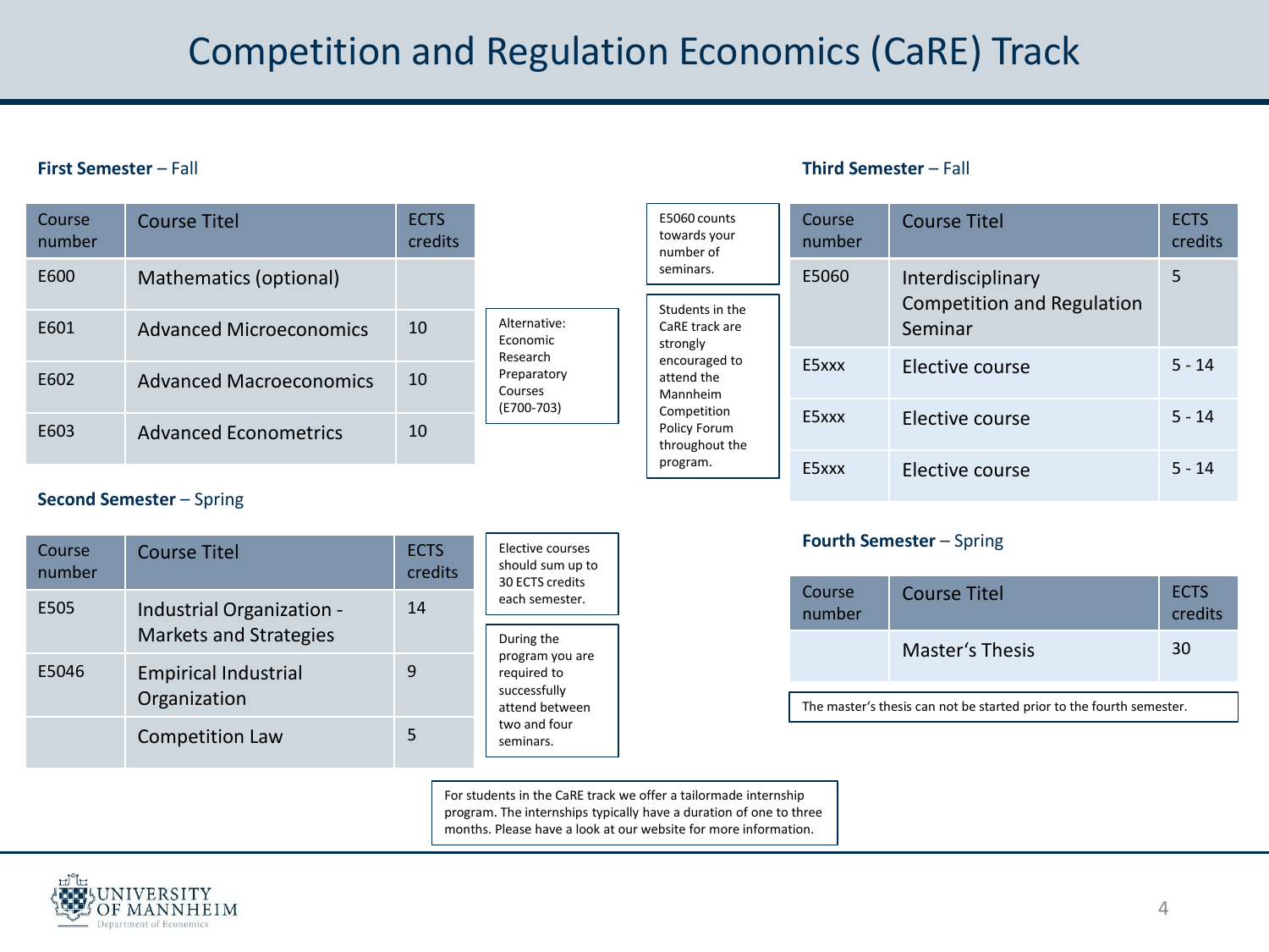# Competition and Regulation Economics (CaRE) Track

**First Semester** – Fall

| Course number | Course Titel | ECTS credits |
|---|---|---|
| E600 | Mathematics (optional) | |
| E601 | Advanced Microeconomics | 10 |
| E602 | Advanced Macroeconomics | 10 |
| E603 | Advanced Econometrics | 10 |

Alternative: Economic Research Preparatory Courses (E700-703)

**Second Semester** – Spring

| Course number | Course Titel | ECTS credits |
|---|---|---|
| E505 | Industrial Organization - Markets and Strategies | 14 |
| E5046 | Empirical Industrial Organization | 9 |
| | Competition Law | 5 |

Elective courses should sum up to 30 ECTS credits each semester.

During the program you are required to successfully attend between two and four seminars.

E5060 counts towards your number of seminars.

Students in the CaRE track are strongly encouraged to attend the Mannheim Competition Policy Forum throughout the program.

**Third Semester** – Fall

| Course number | Course Titel | ECTS credits |
|---|---|---|
| E5060 | Interdisciplinary Competition and Regulation Seminar | 5 |
| E5xxx | Elective course | 5 - 14 |
| E5xxx | Elective course | 5 - 14 |
| E5xxx | Elective course | 5 - 14 |

**Fourth Semester** – Spring

| Course number | Course Titel | ECTS credits |
|---|---|---|
| | Master's Thesis | 30 |

The master's thesis can not be started prior to the fourth semester.

For students in the CaRE track we offer a tailormade internship program. The internships typically have a duration of one to three months. Please have a look at our website for more information.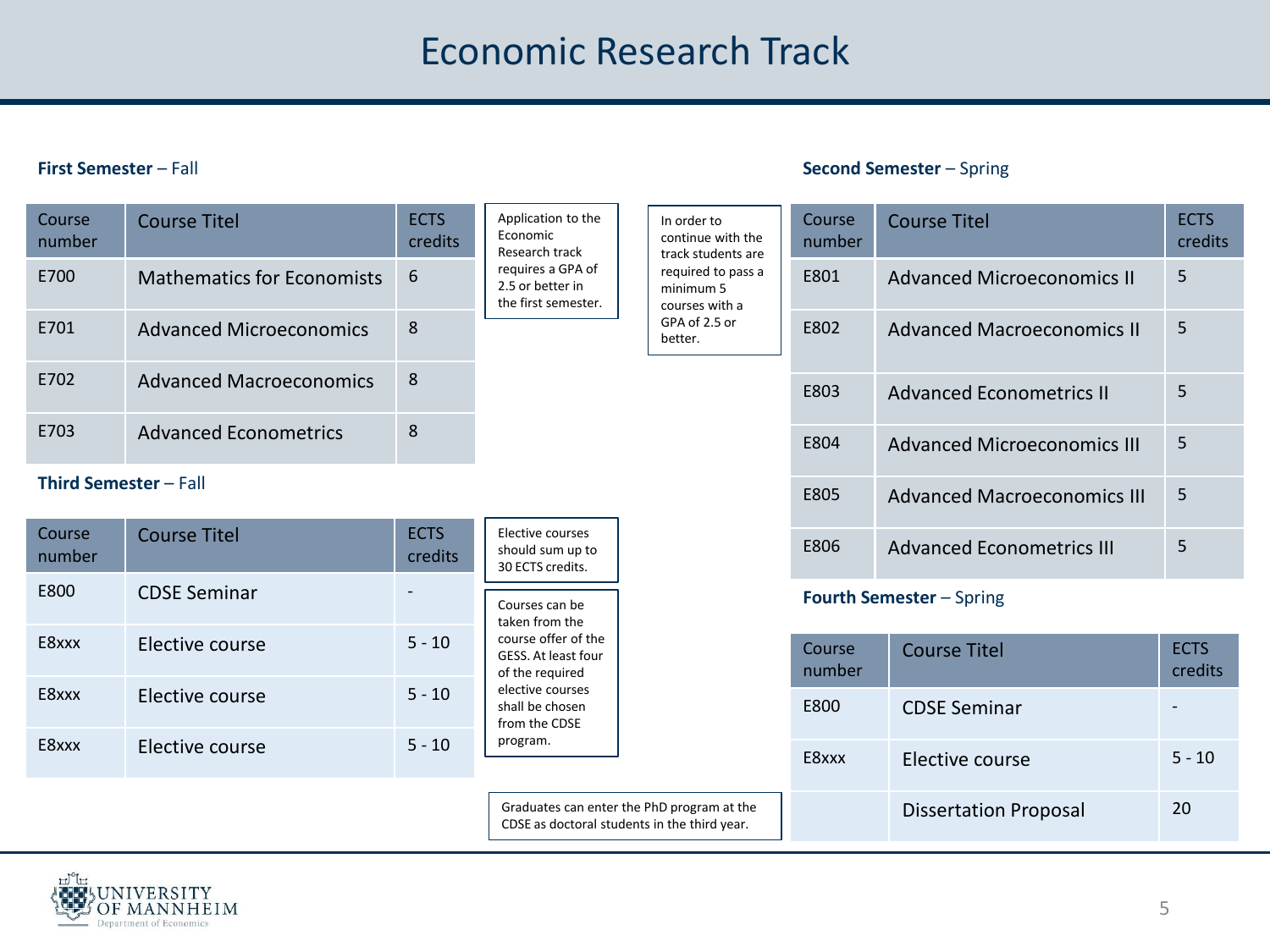# Economic Research Track

**First Semester** – Fall

| Course number | Course Titel | ECTS credits |
| --- | --- | --- |
| E700 | Mathematics for Economists | 6 |
| E701 | Advanced Microeconomics | 8 |
| E702 | Advanced Macroeconomics | 8 |
| E703 | Advanced Econometrics | 8 |

Application to the Economic Research track requires a GPA of 2.5 or better in the first semester.

In order to continue with the track students are required to pass a minimum 5 courses with a GPA of 2.5 or better.

**Second Semester** – Spring

| Course number | Course Titel | ECTS credits |
| --- | --- | --- |
| E801 | Advanced Microeconomics II | 5 |
| E802 | Advanced Macroeconomics II | 5 |
| E803 | Advanced Econometrics II | 5 |
| E804 | Advanced Microeconomics III | 5 |
| E805 | Advanced Macroeconomics III | 5 |
| E806 | Advanced Econometrics III | 5 |

**Third Semester** – Fall

| Course number | Course Titel | ECTS credits |
| --- | --- | --- |
| E800 | CDSE Seminar | - |
| E8xxx | Elective course | 5 - 10 |
| E8xxx | Elective course | 5 - 10 |
| E8xxx | Elective course | 5 - 10 |

Elective courses should sum up to 30 ECTS credits.

Courses can be taken from the course offer of the GESS. At least four of the required elective courses shall be chosen from the CDSE program.

**Fourth Semester** – Spring

| Course number | Course Titel | ECTS credits |
| --- | --- | --- |
| E800 | CDSE Seminar | - |
| E8xxx | Elective course | 5 - 10 |
| | Dissertation Proposal | 20 |

Graduates can enter the PhD program at the CDSE as doctoral students in the third year.